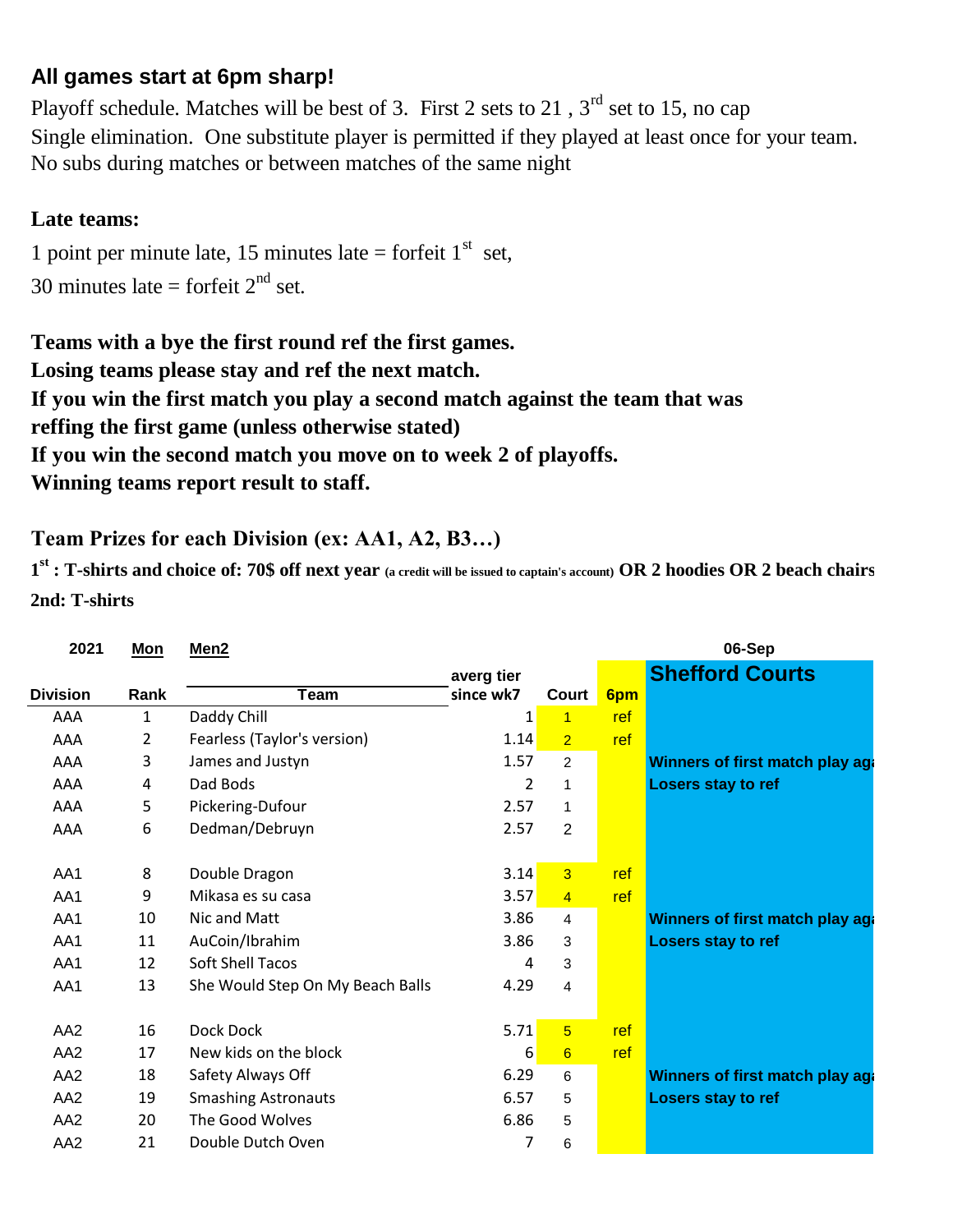**All games start at 6pm sharp!**

Playoff schedule. Matches will be best of 3. First 2 sets to 21 , 3rd set to 15, no cap
Single elimination. One substitute player is permitted if they played at least once for your team.
No subs during matches or between matches of the same night

**Late teams:**

1 point per minute late, 15 minutes late = forfeit 1st set,
30 minutes late = forfeit 2nd set.

**Teams with a bye the first round ref the first games.**
**Losing teams please stay and ref the next match.**
**If you win the first match you play a second match against the team that was reffing the first game (unless otherwise stated)**
**If you win the second match you move on to week 2 of playoffs.**
**Winning teams report result to staff.**

**Team Prizes for each Division (ex: AA1, A2, B3…)**

**1st : T-shirts and choice of: 70$ off next year** (a credit will be issued to captain's account) **OR 2 hoodies OR 2 beach chairs**
**2nd: T-shirts**

| 2021 | Mon | Men2 | | | | 06-Sep |
|---|---|---|---|---|---|---|
| | | | averg tier | | | **Shefford Courts** |
| **Division** | **Rank** | **Team** | **since wk7** | **Court** | **6pm** | |
| AAA | 1 | Daddy Chill | 1 | 1 | ref | |
| AAA | 2 | Fearless (Taylor's version) | 1.14 | 2 | ref | |
| AAA | 3 | James and Justyn | 1.57 | 2 | | **Winners of first match play aga** |
| AAA | 4 | Dad Bods | 2 | 1 | | **Losers stay to ref** |
| AAA | 5 | Pickering-Dufour | 2.57 | 1 | | |
| AAA | 6 | Dedman/Debruyn | 2.57 | 2 | | |
| | | | | | | |
| AA1 | 8 | Double Dragon | 3.14 | 3 | ref | |
| AA1 | 9 | Mikasa es su casa | 3.57 | 4 | ref | |
| AA1 | 10 | Nic and Matt | 3.86 | 4 | | **Winners of first match play aga** |
| AA1 | 11 | AuCoin/Ibrahim | 3.86 | 3 | | **Losers stay to ref** |
| AA1 | 12 | Soft Shell Tacos | 4 | 3 | | |
| AA1 | 13 | She Would Step On My Beach Balls | 4.29 | 4 | | |
| | | | | | | |
| AA2 | 16 | Dock Dock | 5.71 | 5 | ref | |
| AA2 | 17 | New kids on the block | 6 | 6 | ref | |
| AA2 | 18 | Safety Always Off | 6.29 | 6 | | **Winners of first match play aga** |
| AA2 | 19 | Smashing Astronauts | 6.57 | 5 | | **Losers stay to ref** |
| AA2 | 20 | The Good Wolves | 6.86 | 5 | | |
| AA2 | 21 | Double Dutch Oven | 7 | 6 | | |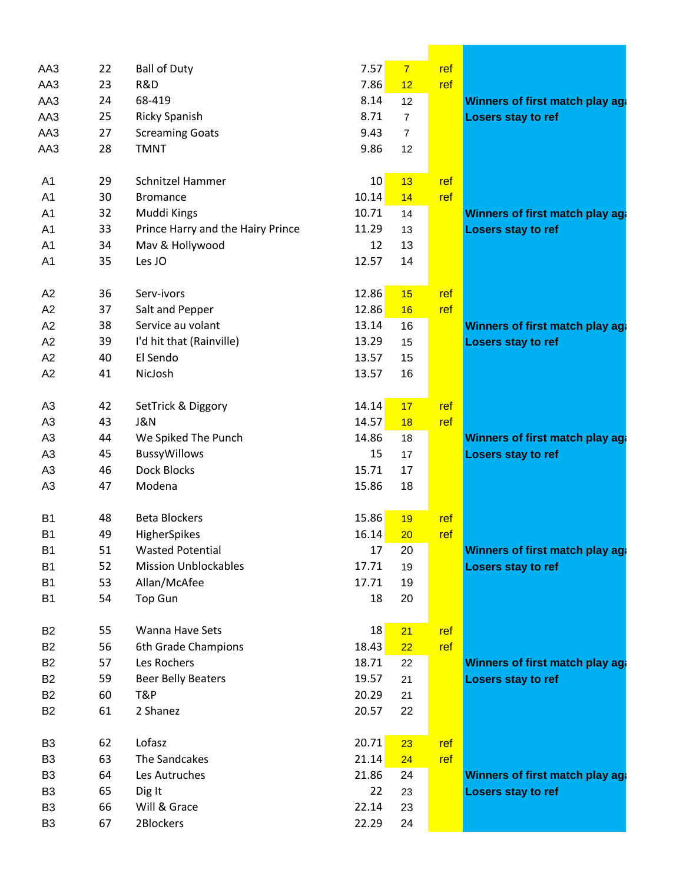| | | | | | | |
|---|---|---|---|---|---|---|
| AA3 | 22 | Ball of Duty | 7.57 | 7 | ref | |
| AA3 | 23 | R&D | 7.86 | 12 | ref | |
| AA3 | 24 | 68-419 | 8.14 | 12 | | **Winners of first match play aga** |
| AA3 | 25 | Ricky Spanish | 8.71 | 7 | | **Losers stay to ref** |
| AA3 | 27 | Screaming Goats | 9.43 | 7 | | |
| AA3 | 28 | TMNT | 9.86 | 12 | | |
| | | | | | | |
| A1 | 29 | Schnitzel Hammer | 10 | 13 | ref | |
| A1 | 30 | Bromance | 10.14 | 14 | ref | |
| A1 | 32 | Muddi Kings | 10.71 | 14 | | **Winners of first match play aga** |
| A1 | 33 | Prince Harry and the Hairy Prince | 11.29 | 13 | | **Losers stay to ref** |
| A1 | 34 | Mav & Hollywood | 12 | 13 | | |
| A1 | 35 | Les JO | 12.57 | 14 | | |
| | | | | | | |
| A2 | 36 | Serv-ivors | 12.86 | 15 | ref | |
| A2 | 37 | Salt and Pepper | 12.86 | 16 | ref | |
| A2 | 38 | Service au volant | 13.14 | 16 | | **Winners of first match play aga** |
| A2 | 39 | I'd hit that (Rainville) | 13.29 | 15 | | **Losers stay to ref** |
| A2 | 40 | El Sendo | 13.57 | 15 | | |
| A2 | 41 | NicJosh | 13.57 | 16 | | |
| | | | | | | |
| A3 | 42 | SetTrick & Diggory | 14.14 | 17 | ref | |
| A3 | 43 | J&N | 14.57 | 18 | ref | |
| A3 | 44 | We Spiked The Punch | 14.86 | 18 | | **Winners of first match play aga** |
| A3 | 45 | BussyWillows | 15 | 17 | | **Losers stay to ref** |
| A3 | 46 | Dock Blocks | 15.71 | 17 | | |
| A3 | 47 | Modena | 15.86 | 18 | | |
| | | | | | | |
| B1 | 48 | Beta Blockers | 15.86 | 19 | ref | |
| B1 | 49 | HigherSpikes | 16.14 | 20 | ref | |
| B1 | 51 | Wasted Potential | 17 | 20 | | **Winners of first match play aga** |
| B1 | 52 | Mission Unblockables | 17.71 | 19 | | **Losers stay to ref** |
| B1 | 53 | Allan/McAfee | 17.71 | 19 | | |
| B1 | 54 | Top Gun | 18 | 20 | | |
| | | | | | | |
| B2 | 55 | Wanna Have Sets | 18 | 21 | ref | |
| B2 | 56 | 6th Grade Champions | 18.43 | 22 | ref | |
| B2 | 57 | Les Rochers | 18.71 | 22 | | **Winners of first match play aga** |
| B2 | 59 | Beer Belly Beaters | 19.57 | 21 | | **Losers stay to ref** |
| B2 | 60 | T&P | 20.29 | 21 | | |
| B2 | 61 | 2 Shanez | 20.57 | 22 | | |
| | | | | | | |
| B3 | 62 | Lofasz | 20.71 | 23 | ref | |
| B3 | 63 | The Sandcakes | 21.14 | 24 | ref | |
| B3 | 64 | Les Autruches | 21.86 | 24 | | **Winners of first match play aga** |
| B3 | 65 | Dig It | 22 | 23 | | **Losers stay to ref** |
| B3 | 66 | Will & Grace | 22.14 | 23 | | |
| B3 | 67 | 2Blockers | 22.29 | 24 | | |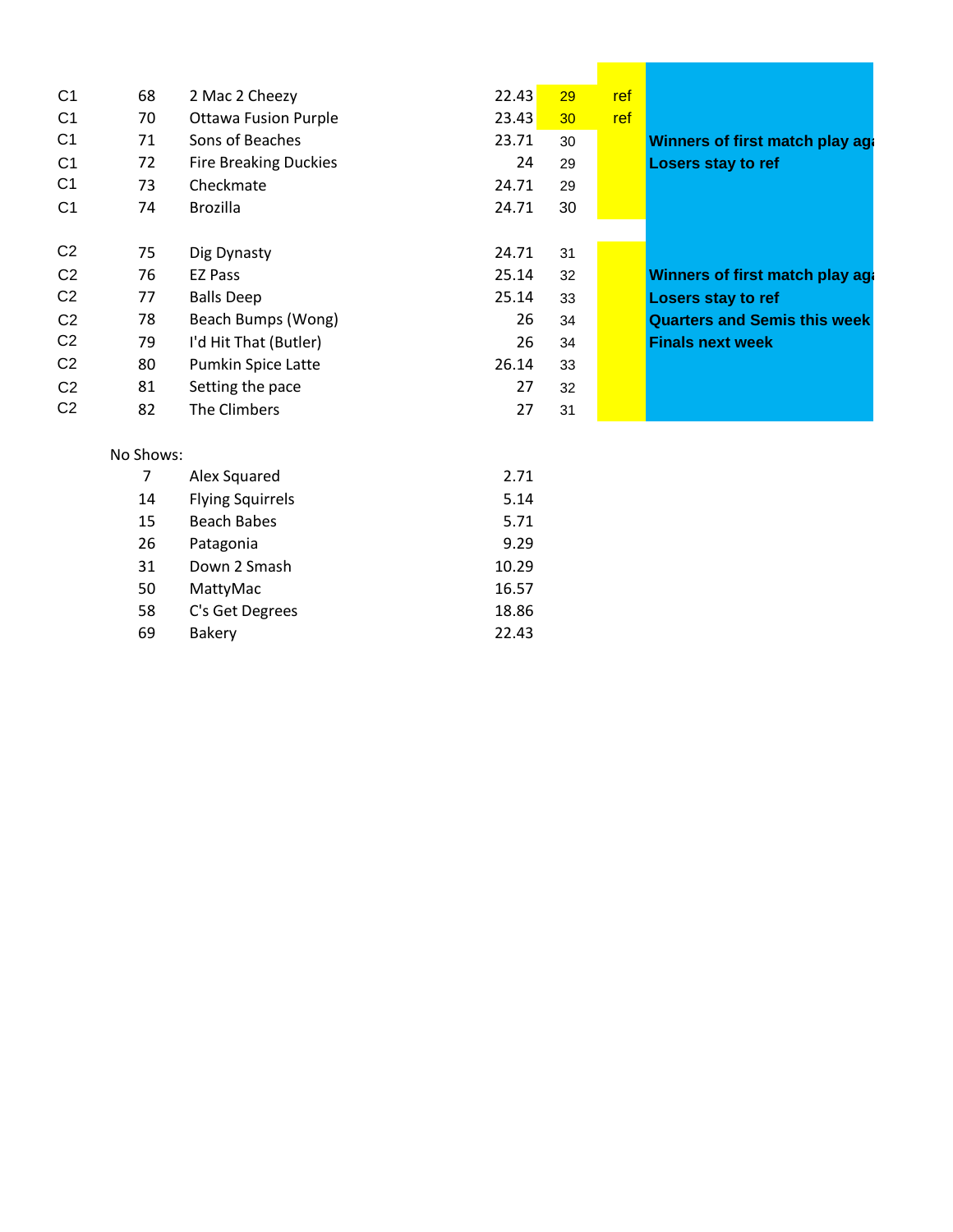| | | | | | | |
|---|---|---|---|---|---|---|
| C1 | 68 | 2 Mac 2 Cheezy | 22.43 | 29 | ref | |
| C1 | 70 | Ottawa Fusion Purple | 23.43 | 30 | ref | |
| C1 | 71 | Sons of Beaches | 23.71 | 30 | | **Winners of first match play aga** |
| C1 | 72 | Fire Breaking Duckies | 24 | 29 | | **Losers stay to ref** |
| C1 | 73 | Checkmate | 24.71 | 29 | | |
| C1 | 74 | Brozilla | 24.71 | 30 | | |
| | | | | | | |
| C2 | 75 | Dig Dynasty | 24.71 | 31 | | |
| C2 | 76 | EZ Pass | 25.14 | 32 | | **Winners of first match play aga** |
| C2 | 77 | Balls Deep | 25.14 | 33 | | **Losers stay to ref** |
| C2 | 78 | Beach Bumps (Wong) | 26 | 34 | | **Quarters and Semis this week** |
| C2 | 79 | I'd Hit That (Butler) | 26 | 34 | | **Finals next week** |
| C2 | 80 | Pumkin Spice Latte | 26.14 | 33 | | |
| C2 | 81 | Setting the pace | 27 | 32 | | |
| C2 | 82 | The Climbers | 27 | 31 | | |

No Shows:

| | | |
|---|---|---|
| 7 | Alex Squared | 2.71 |
| 14 | Flying Squirrels | 5.14 |
| 15 | Beach Babes | 5.71 |
| 26 | Patagonia | 9.29 |
| 31 | Down 2 Smash | 10.29 |
| 50 | MattyMac | 16.57 |
| 58 | C's Get Degrees | 18.86 |
| 69 | Bakery | 22.43 |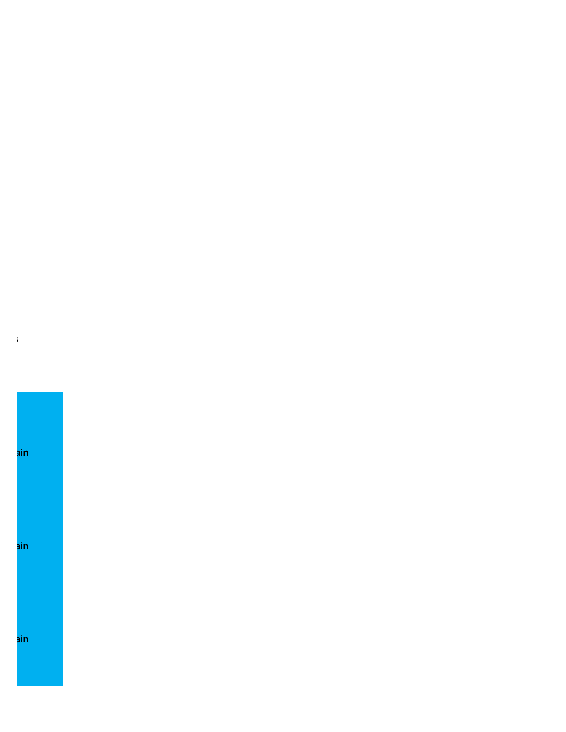**ain**

**ain**

**ain**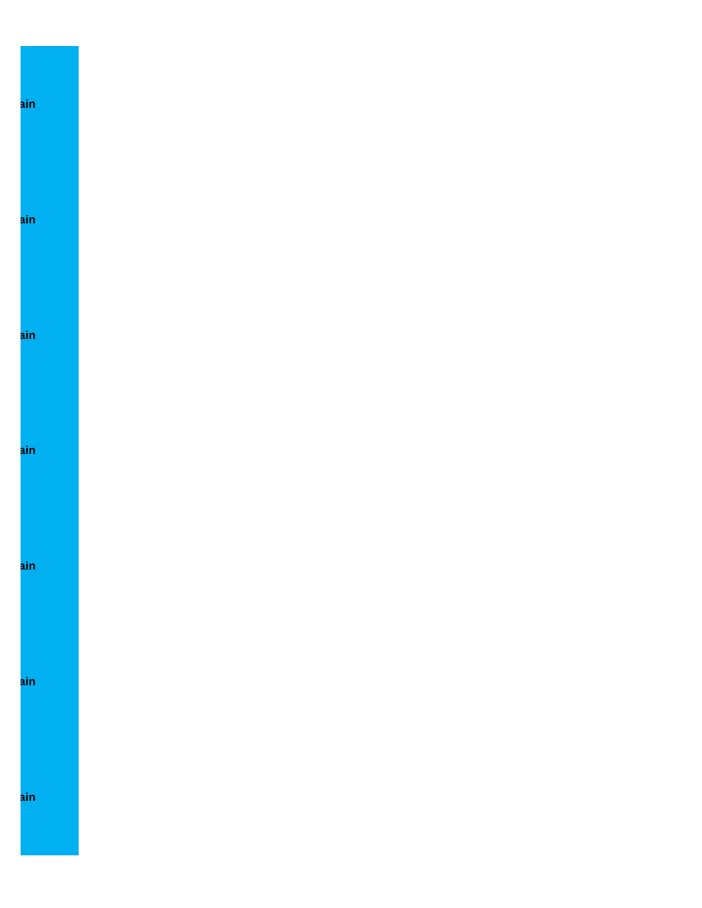ain

ain

ain

ain

ain

ain

ain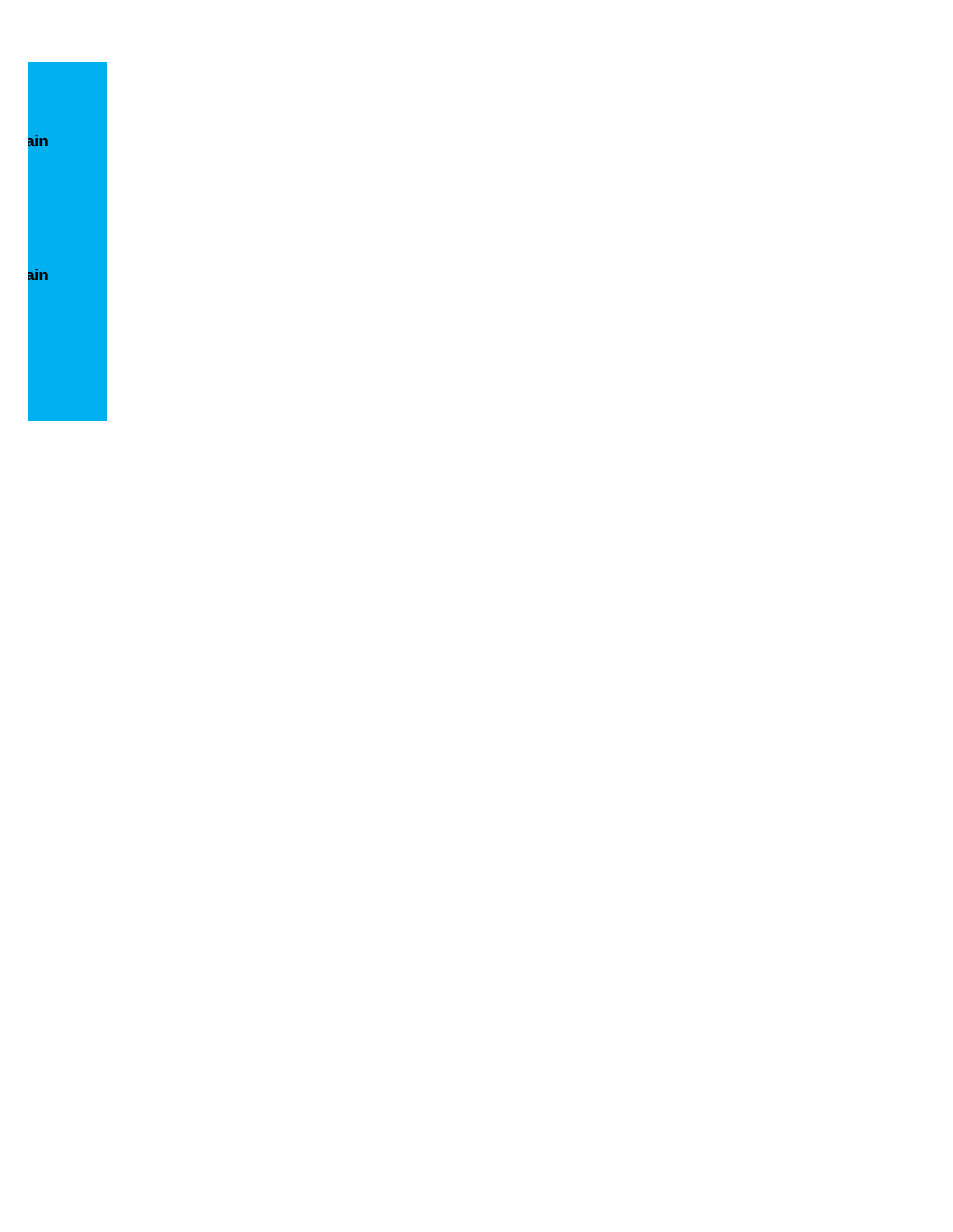ain

ain